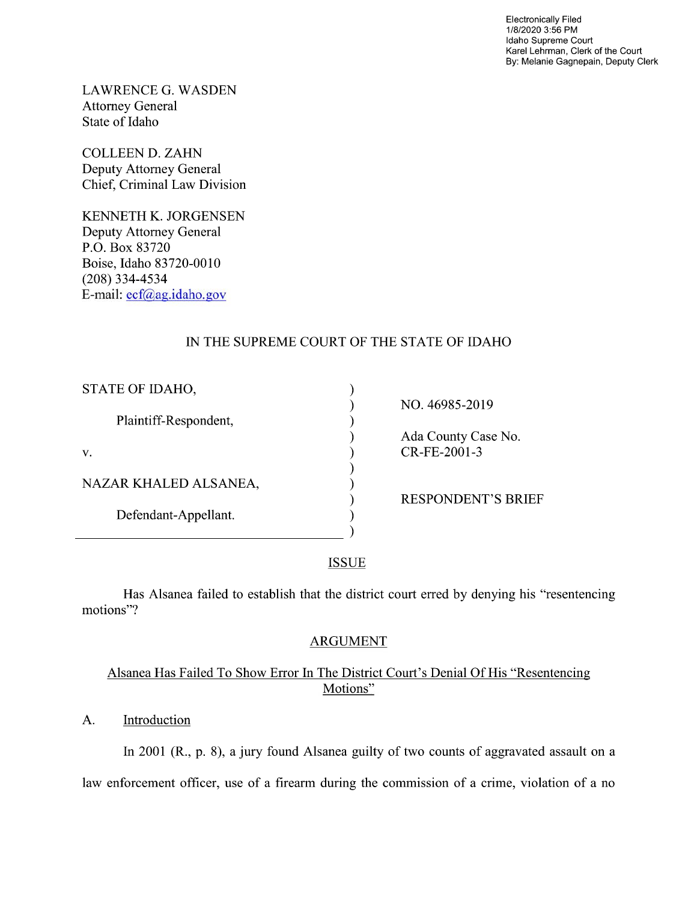Electronically Filed
1/8/2020 3:56 PM
Idaho Supreme Court
Karel Lehrman, Clerk of the Court
By: Melanie Gagnepain, Deputy Clerk

LAWRENCE G. WASDEN
Attorney General
State of Idaho

COLLEEN D. ZAHN
Deputy Attorney General
Chief, Criminal Law Division

KENNETH K. JORGENSEN
Deputy Attorney General
P.O. Box 83720
Boise, Idaho 83720-0010
(208) 334-4534
E-mail: ecf@ag.idaho.gov

IN THE SUPREME COURT OF THE STATE OF IDAHO

| | |
|---|---|
| STATE OF IDAHO,<br><br>Plaintiff-Respondent,<br><br>v.<br><br>NAZAR KHALED ALSANEA,<br><br>Defendant-Appellant. | NO. 46985-2019<br><br>Ada County Case No. CR-FE-2001-3<br><br>RESPONDENT'S BRIEF |

## ISSUE

Has Alsanea failed to establish that the district court erred by denying his "resentencing motions"?

## ARGUMENT

### Alsanea Has Failed To Show Error In The District Court's Denial Of His "Resentencing Motions"

#### A. Introduction

In 2001 (R., p. 8), a jury found Alsanea guilty of two counts of aggravated assault on a law enforcement officer, use of a firearm during the commission of a crime, violation of a no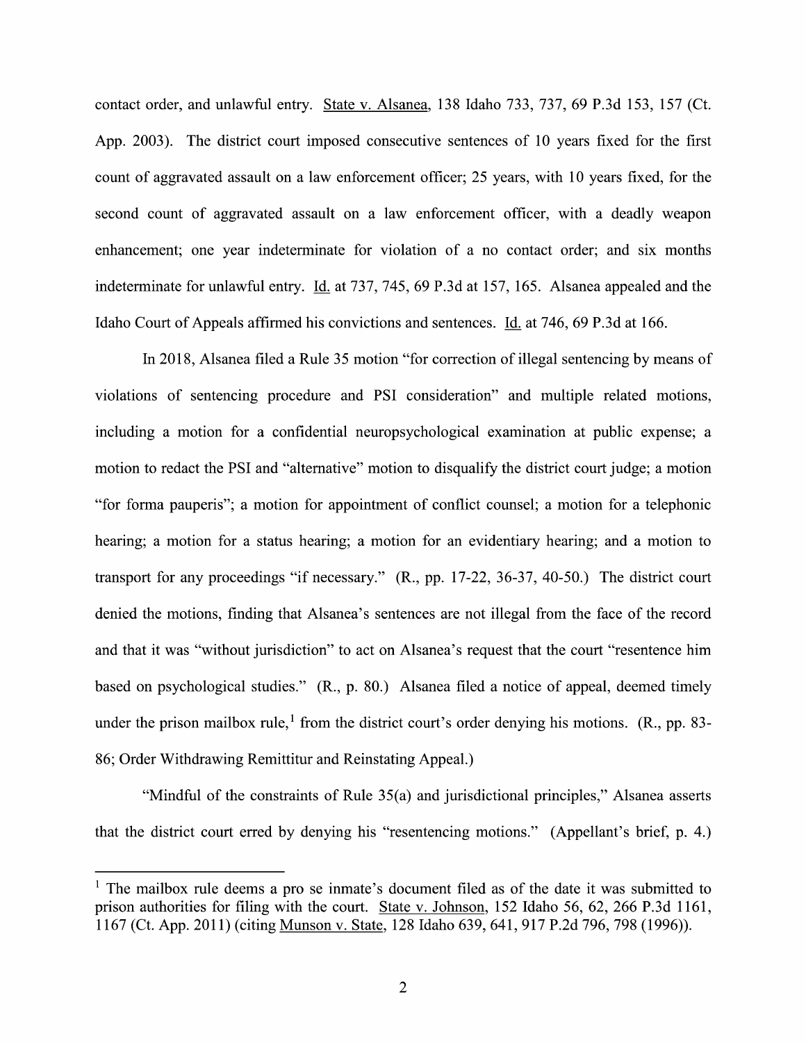contact order, and unlawful entry. State v. Alsanea, 138 Idaho 733, 737, 69 P.3d 153, 157 (Ct. App. 2003). The district court imposed consecutive sentences of 10 years fixed for the first count of aggravated assault on a law enforcement officer; 25 years, with 10 years fixed, for the second count of aggravated assault on a law enforcement officer, with a deadly weapon enhancement; one year indeterminate for violation of a no contact order; and six months indeterminate for unlawful entry. Id. at 737, 745, 69 P.3d at 157, 165. Alsanea appealed and the Idaho Court of Appeals affirmed his convictions and sentences. Id. at 746, 69 P.3d at 166.

In 2018, Alsanea filed a Rule 35 motion "for correction of illegal sentencing by means of violations of sentencing procedure and PSI consideration" and multiple related motions, including a motion for a confidential neuropsychological examination at public expense; a motion to redact the PSI and "alternative" motion to disqualify the district court judge; a motion "for forma pauperis"; a motion for appointment of conflict counsel; a motion for a telephonic hearing; a motion for a status hearing; a motion for an evidentiary hearing; and a motion to transport for any proceedings "if necessary." (R., pp. 17-22, 36-37, 40-50.) The district court denied the motions, finding that Alsanea's sentences are not illegal from the face of the record and that it was "without jurisdiction" to act on Alsanea's request that the court "resentence him based on psychological studies." (R., p. 80.) Alsanea filed a notice of appeal, deemed timely under the prison mailbox rule,[1] from the district court's order denying his motions. (R., pp. 83-86; Order Withdrawing Remittitur and Reinstating Appeal.)

"Mindful of the constraints of Rule 35(a) and jurisdictional principles," Alsanea asserts that the district court erred by denying his "resentencing motions." (Appellant's brief, p. 4.)

[1] The mailbox rule deems a pro se inmate's document filed as of the date it was submitted to prison authorities for filing with the court. State v. Johnson, 152 Idaho 56, 62, 266 P.3d 1161, 1167 (Ct. App. 2011) (citing Munson v. State, 128 Idaho 639, 641, 917 P.2d 796, 798 (1996)).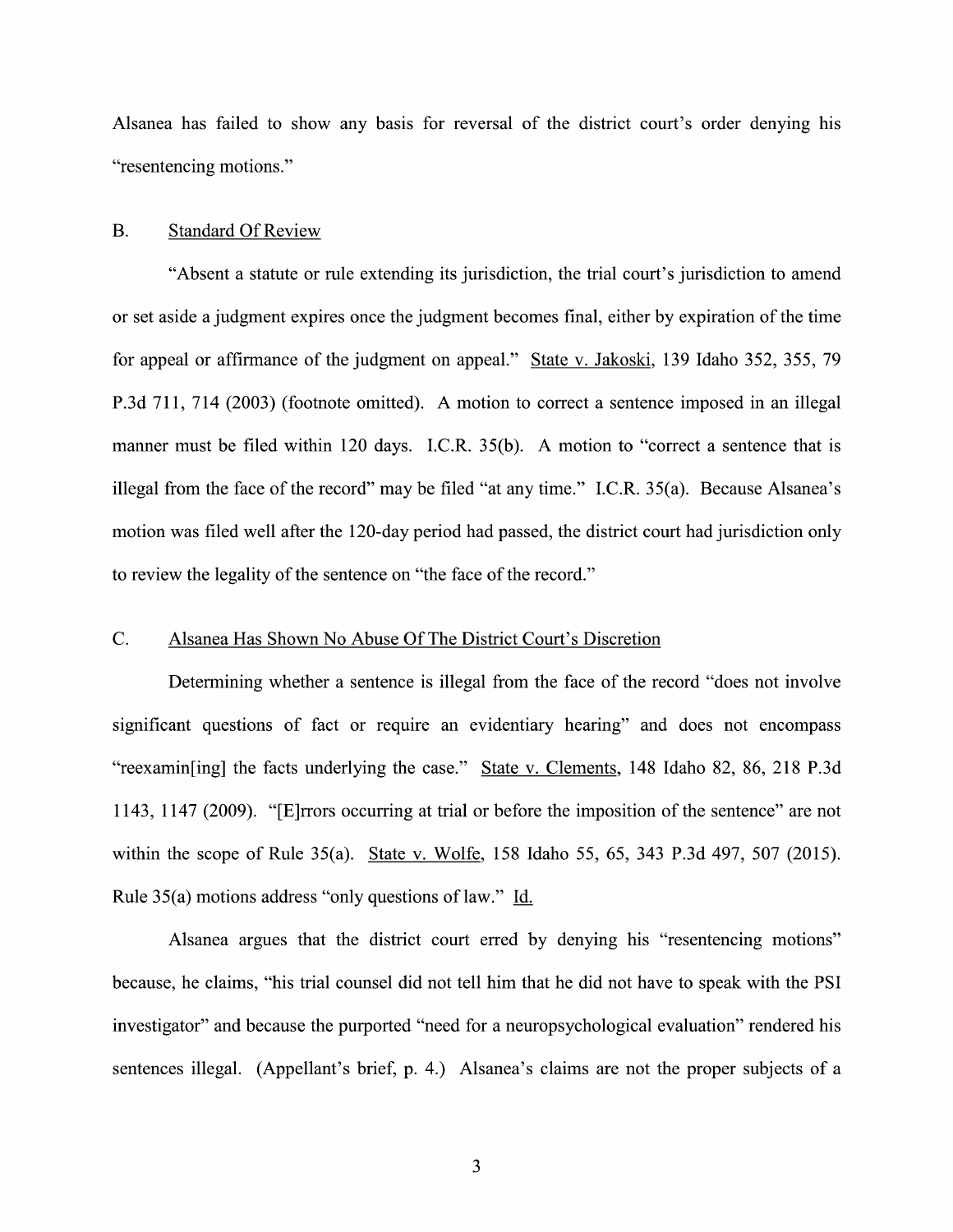Alsanea has failed to show any basis for reversal of the district court's order denying his "resentencing motions."

## B. Standard Of Review

"Absent a statute or rule extending its jurisdiction, the trial court's jurisdiction to amend or set aside a judgment expires once the judgment becomes final, either by expiration of the time for appeal or affirmance of the judgment on appeal." State v. Jakoski, 139 Idaho 352, 355, 79 P.3d 711, 714 (2003) (footnote omitted). A motion to correct a sentence imposed in an illegal manner must be filed within 120 days. I.C.R. 35(b). A motion to "correct a sentence that is illegal from the face of the record" may be filed "at any time." I.C.R. 35(a). Because Alsanea's motion was filed well after the 120-day period had passed, the district court had jurisdiction only to review the legality of the sentence on "the face of the record."

## C. Alsanea Has Shown No Abuse Of The District Court's Discretion

Determining whether a sentence is illegal from the face of the record "does not involve significant questions of fact or require an evidentiary hearing" and does not encompass "reexamin[ing] the facts underlying the case." State v. Clements, 148 Idaho 82, 86, 218 P.3d 1143, 1147 (2009). "[E]rrors occurring at trial or before the imposition of the sentence" are not within the scope of Rule 35(a). State v. Wolfe, 158 Idaho 55, 65, 343 P.3d 497, 507 (2015). Rule 35(a) motions address "only questions of law." Id.

Alsanea argues that the district court erred by denying his "resentencing motions" because, he claims, "his trial counsel did not tell him that he did not have to speak with the PSI investigator" and because the purported "need for a neuropsychological evaluation" rendered his sentences illegal. (Appellant's brief, p. 4.) Alsanea's claims are not the proper subjects of a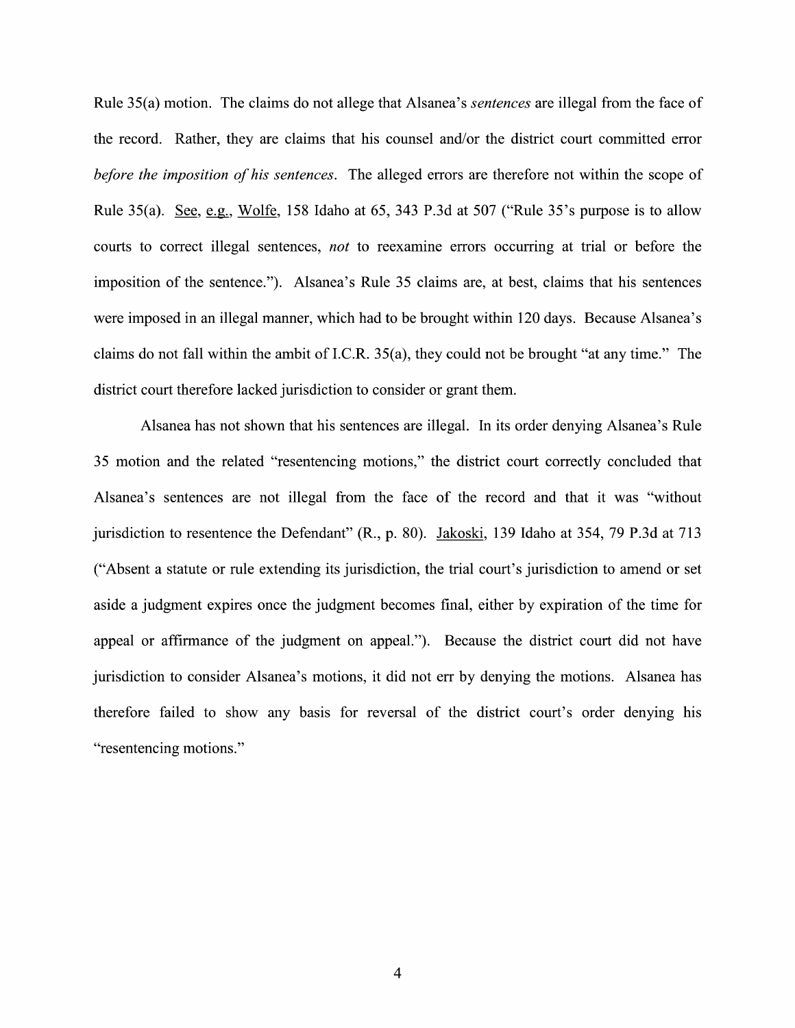Rule 35(a) motion. The claims do not allege that Alsanea's *sentences* are illegal from the face of the record. Rather, they are claims that his counsel and/or the district court committed error *before the imposition of his sentences*. The alleged errors are therefore not within the scope of Rule 35(a). See, e.g., Wolfe, 158 Idaho at 65, 343 P.3d at 507 ("Rule 35's purpose is to allow courts to correct illegal sentences, *not* to reexamine errors occurring at trial or before the imposition of the sentence."). Alsanea's Rule 35 claims are, at best, claims that his sentences were imposed in an illegal manner, which had to be brought within 120 days. Because Alsanea's claims do not fall within the ambit of I.C.R. 35(a), they could not be brought "at any time." The district court therefore lacked jurisdiction to consider or grant them.

Alsanea has not shown that his sentences are illegal. In its order denying Alsanea's Rule 35 motion and the related "resentencing motions," the district court correctly concluded that Alsanea's sentences are not illegal from the face of the record and that it was "without jurisdiction to resentence the Defendant" (R., p. 80). Jakoski, 139 Idaho at 354, 79 P.3d at 713 ("Absent a statute or rule extending its jurisdiction, the trial court's jurisdiction to amend or set aside a judgment expires once the judgment becomes final, either by expiration of the time for appeal or affirmance of the judgment on appeal."). Because the district court did not have jurisdiction to consider Alsanea's motions, it did not err by denying the motions. Alsanea has therefore failed to show any basis for reversal of the district court's order denying his "resentencing motions."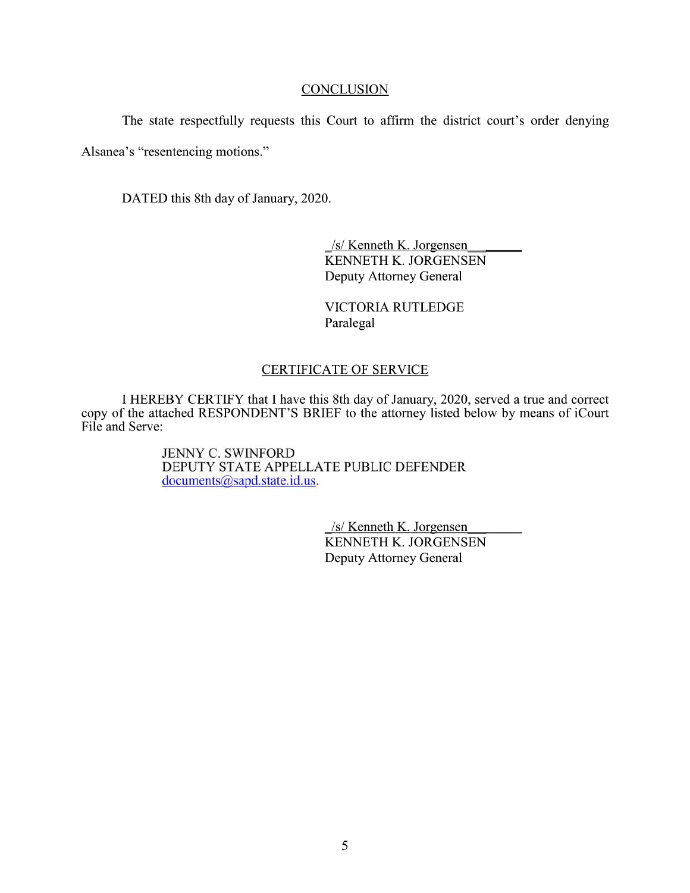## CONCLUSION

The state respectfully requests this Court to affirm the district court's order denying Alsanea's "resentencing motions."

DATED this 8th day of January, 2020.

_/s/ Kenneth K. Jorgensen_________
KENNETH K. JORGENSEN
Deputy Attorney General

VICTORIA RUTLEDGE
Paralegal

## CERTIFICATE OF SERVICE

I HEREBY CERTIFY that I have this 8th day of January, 2020, served a true and correct copy of the attached RESPONDENT'S BRIEF to the attorney listed below by means of iCourt File and Serve:

JENNY C. SWINFORD
DEPUTY STATE APPELLATE PUBLIC DEFENDER
documents@sapd.state.id.us.

_/s/ Kenneth K. Jorgensen_________
KENNETH K. JORGENSEN
Deputy Attorney General